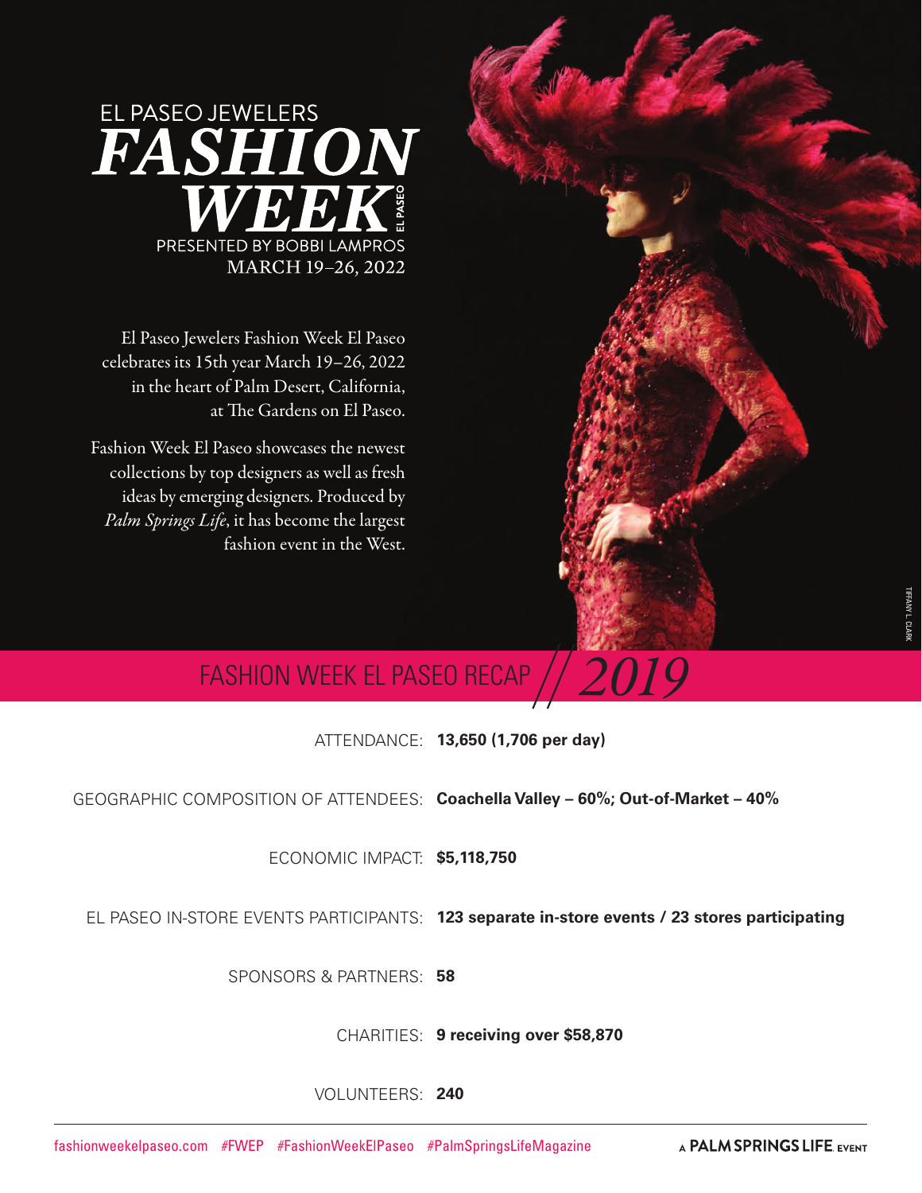# EL PASEO JEWELERS FASHION WEEK EL PASEO

PRESENTED BY BOBBI LAMPROS

MARCH 19–26, 2022

El Paseo Jewelers Fashion Week El Paseo celebrates its 15th year March 19–26, 2022 in the heart of Palm Desert, California, at The Gardens on El Paseo.

Fashion Week El Paseo showcases the newest collections by top designers as well as fresh ideas by emerging designers. Produced by *Palm Springs Life*, it has become the largest fashion event in the West.

TIFFANY L. CLARK

## FASHION WEEK EL PASEO RECAP // *2019*

ATTENDANCE: **13,650 (1,706 per day)**

GEOGRAPHIC COMPOSITION OF ATTENDEES: **Coachella Valley – 60%; Out-of-Market – 40%**

ECONOMIC IMPACT: **$5,118,750**

EL PASEO IN-STORE EVENTS PARTICIPANTS: **123 separate in-store events / 23 stores participating**

SPONSORS & PARTNERS: **58**

CHARITIES: **9 receiving over $58,870**

VOLUNTEERS: **240**

fashionweekelpaseo.com #FWEP #FashionWeekElPaseo #PalmSpringsLifeMagazine

A PALM SPRINGS LIFE EVENT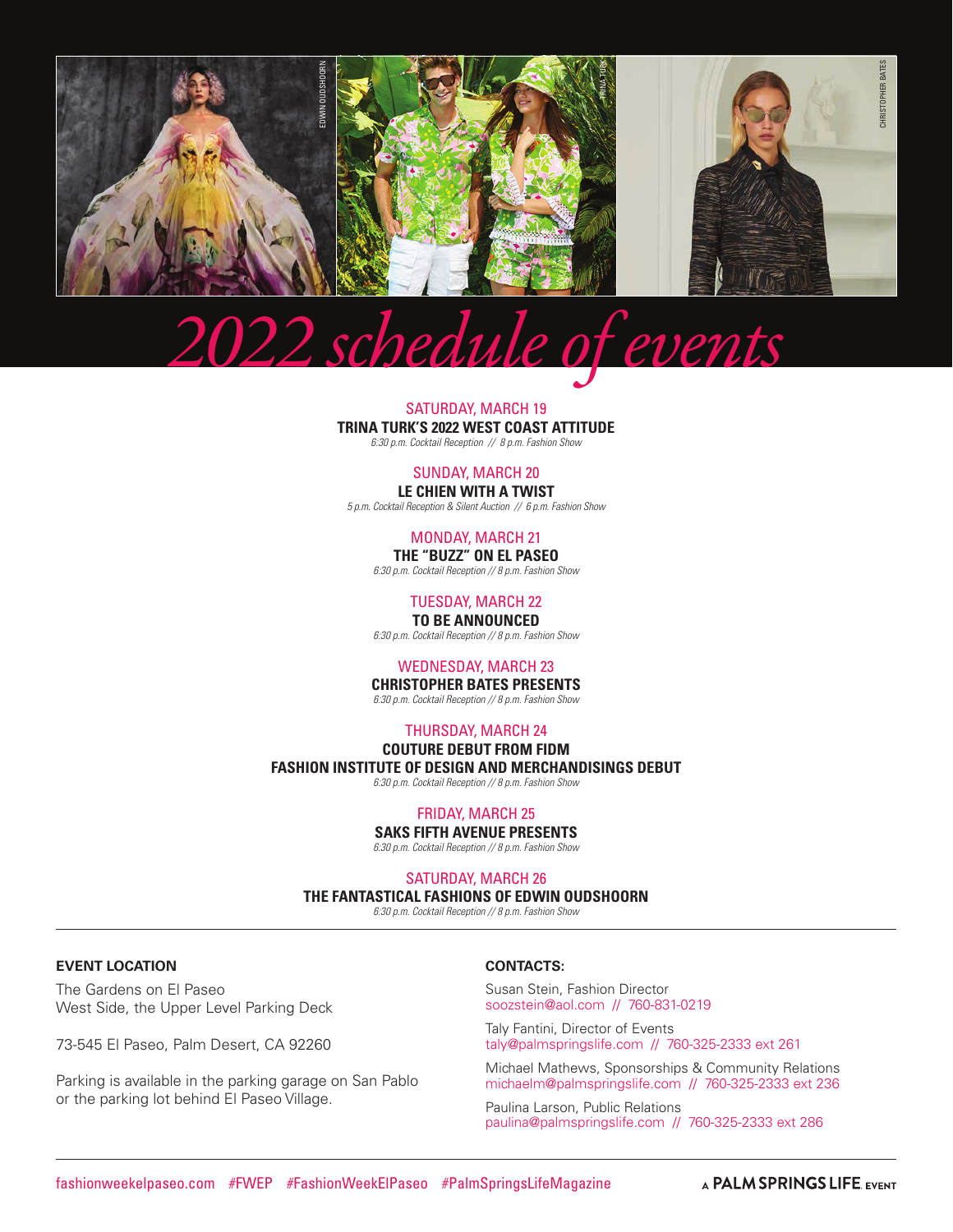# 2022 schedule of events

SATURDAY, MARCH 19
**TRINA TURK'S 2022 WEST COAST ATTITUDE**
*6:30 p.m. Cocktail Reception // 8 p.m. Fashion Show*

SUNDAY, MARCH 20
**LE CHIEN WITH A TWIST**
*5 p.m. Cocktail Reception & Silent Auction // 6 p.m. Fashion Show*

MONDAY, MARCH 21
**THE "BUZZ" ON EL PASEO**
*6:30 p.m. Cocktail Reception // 8 p.m. Fashion Show*

TUESDAY, MARCH 22
**TO BE ANNOUNCED**
*6:30 p.m. Cocktail Reception // 8 p.m. Fashion Show*

WEDNESDAY, MARCH 23
**CHRISTOPHER BATES PRESENTS**
*6:30 p.m. Cocktail Reception // 8 p.m. Fashion Show*

THURSDAY, MARCH 24
**COUTURE DEBUT FROM FIDM**
**FASHION INSTITUTE OF DESIGN AND MERCHANDISINGS DEBUT**
*6:30 p.m. Cocktail Reception // 8 p.m. Fashion Show*

FRIDAY, MARCH 25
**SAKS FIFTH AVENUE PRESENTS**
*6:30 p.m. Cocktail Reception // 8 p.m. Fashion Show*

SATURDAY, MARCH 26
**THE FANTASTICAL FASHIONS OF EDWIN OUDSHOORN**
*6:30 p.m. Cocktail Reception // 8 p.m. Fashion Show*

**EVENT LOCATION**

The Gardens on El Paseo
West Side, the Upper Level Parking Deck

73-545 El Paseo, Palm Desert, CA 92260

Parking is available in the parking garage on San Pablo or the parking lot behind El Paseo Village.

**CONTACTS:**

Susan Stein, Fashion Director
soozstein@aol.com // 760-831-0219

Taly Fantini, Director of Events
taly@palmspringslife.com // 760-325-2333 ext 261

Michael Mathews, Sponsorships & Community Relations
michaelm@palmspringslife.com // 760-325-2333 ext 236

Paulina Larson, Public Relations
paulina@palmspringslife.com // 760-325-2333 ext 286

fashionweekelpaseo.com #FWEP #FashionWeekElPaseo #PalmSpringsLifeMagazine

A PALM SPRINGS LIFE EVENT